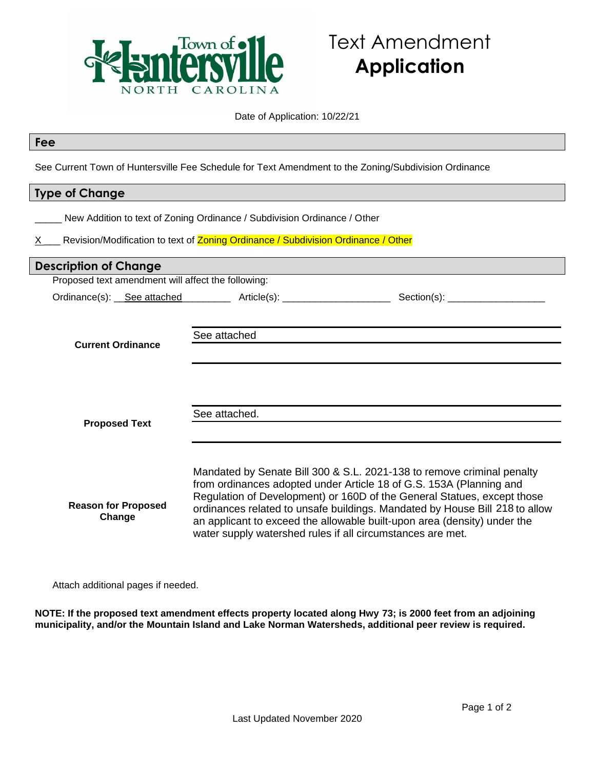Town of Huntersville
NORTH CAROLINA

# Text Amendment **Application**

Date of Application: 10/22/21

## Fee

See Current Town of Huntersville Fee Schedule for Text Amendment to the Zoning/Subdivision Ordinance

## Type of Change

_____ New Addition to text of Zoning Ordinance / Subdivision Ordinance / Other

X___ Revision/Modification to text of Zoning Ordinance / Subdivision Ordinance / Other

## Description of Change

Proposed text amendment will affect the following:

Ordinance(s): See attached Article(s): ____________ Section(s): ____________

**Current Ordinance**

See attached

**Proposed Text**

See attached.

**Reason for Proposed Change**

Mandated by Senate Bill 300 & S.L. 2021-138 to remove criminal penalty from ordinances adopted under Article 18 of G.S. 153A (Planning and Regulation of Development) or 160D of the General Statues, except those ordinances related to unsafe buildings. Mandated by House Bill 218 to allow an applicant to exceed the allowable built-upon area (density) under the water supply watershed rules if all circumstances are met.

Attach additional pages if needed.

**NOTE: If the proposed text amendment effects property located along Hwy 73; is 2000 feet from an adjoining municipality, and/or the Mountain Island and Lake Norman Watersheds, additional peer review is required.**

Last Updated November 2020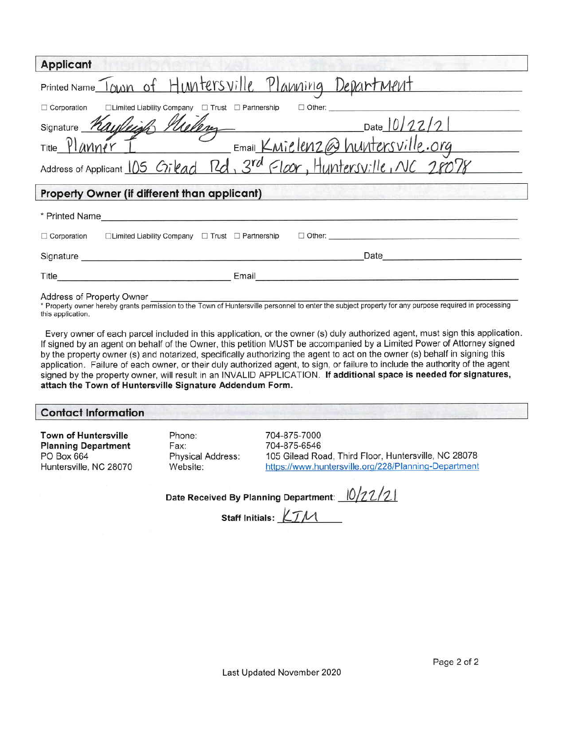## Applicant

Printed Name Town of Huntersville Planning Department

☐ Corporation ☐ Limited Liability Company ☐ Trust ☐ Partnership ☐ Other: ____________

Signature *Kayleigh Mielenz* Date 10/22/21

Title Planner I Email Kmielenz@huntersville.org

Address of Applicant 105 Gilead Rd, 3rd Floor, Huntersville, NC 28078

## Property Owner (if different than applicant)

* Printed Name ____________

☐ Corporation ☐ Limited Liability Company ☐ Trust ☐ Partnership ☐ Other: ____________

Signature ____________ Date ____________

Title ____________ Email ____________

Address of Property Owner ____________

* Property owner hereby grants permission to the Town of Huntersville personnel to enter the subject property for any purpose required in processing this application.

Every owner of each parcel included in this application, or the owner (s) duly authorized agent, must sign this application. If signed by an agent on behalf of the Owner, this petition MUST be accompanied by a Limited Power of Attorney signed by the property owner (s) and notarized, specifically authorizing the agent to act on the owner (s) behalf in signing this application. Failure of each owner, or their duly authorized agent, to sign, or failure to include the authority of the agent signed by the property owner, will result in an INVALID APPLICATION. **If additional space is needed for signatures, attach the Town of Huntersville Signature Addendum Form.**

## Contact Information

**Town of Huntersville Planning Department**
PO Box 664
Huntersville, NC 28070

Phone: 704-875-7000
Fax: 704-875-6546
Physical Address: 105 Gilead Road, Third Floor, Huntersville, NC 28078
Website: https://www.huntersville.org/228/Planning-Department

**Date Received By Planning Department:** 10/22/21

**Staff Initials:** KJM

Last Updated November 2020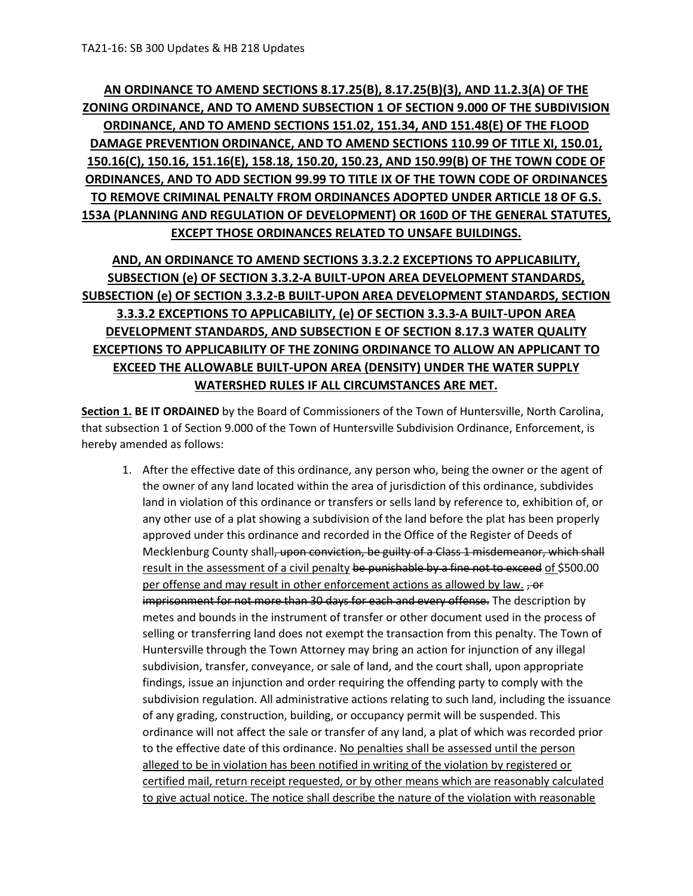**AN ORDINANCE TO AMEND SECTIONS 8.17.25(B), 8.17.25(B)(3), AND 11.2.3(A) OF THE ZONING ORDINANCE, AND TO AMEND SUBSECTION 1 OF SECTION 9.000 OF THE SUBDIVISION ORDINANCE, AND TO AMEND SECTIONS 151.02, 151.34, AND 151.48(E) OF THE FLOOD DAMAGE PREVENTION ORDINANCE, AND TO AMEND SECTIONS 110.99 OF TITLE XI, 150.01, 150.16(C), 150.16, 151.16(E), 158.18, 150.20, 150.23, AND 150.99(B) OF THE TOWN CODE OF ORDINANCES, AND TO ADD SECTION 99.99 TO TITLE IX OF THE TOWN CODE OF ORDINANCES TO REMOVE CRIMINAL PENALTY FROM ORDINANCES ADOPTED UNDER ARTICLE 18 OF G.S. 153A (PLANNING AND REGULATION OF DEVELOPMENT) OR 160D OF THE GENERAL STATUTES, EXCEPT THOSE ORDINANCES RELATED TO UNSAFE BUILDINGS.**

**AND, AN ORDINANCE TO AMEND SECTIONS 3.3.2.2 EXCEPTIONS TO APPLICABILITY, SUBSECTION (e) OF SECTION 3.3.2-A BUILT-UPON AREA DEVELOPMENT STANDARDS, SUBSECTION (e) OF SECTION 3.3.2-B BUILT-UPON AREA DEVELOPMENT STANDARDS, SECTION 3.3.3.2 EXCEPTIONS TO APPLICABILITY, (e) OF SECTION 3.3.3-A BUILT-UPON AREA DEVELOPMENT STANDARDS, AND SUBSECTION E OF SECTION 8.17.3 WATER QUALITY EXCEPTIONS TO APPLICABILITY OF THE ZONING ORDINANCE TO ALLOW AN APPLICANT TO EXCEED THE ALLOWABLE BUILT-UPON AREA (DENSITY) UNDER THE WATER SUPPLY WATERSHED RULES IF ALL CIRCUMSTANCES ARE MET.**

**<u>Section 1.</u> BE IT ORDAINED** by the Board of Commissioners of the Town of Huntersville, North Carolina, that subsection 1 of Section 9.000 of the Town of Huntersville Subdivision Ordinance, Enforcement, is hereby amended as follows:

1. After the effective date of this ordinance, any person who, being the owner or the agent of the owner of any land located within the area of jurisdiction of this ordinance, subdivides land in violation of this ordinance or transfers or sells land by reference to, exhibition of, or any other use of a plat showing a subdivision of the land before the plat has been properly approved under this ordinance and recorded in the Office of the Register of Deeds of Mecklenburg County shall~~, upon conviction, be guilty of a Class 1 misdemeanor, which shall~~ <u>result in the assessment of a civil penalty</u> ~~be punishable by a fine not to exceed~~ <u>of</u> $500.00 <u>per offense and may result in other enforcement actions as allowed by law.</u> ~~, or imprisonment for not more than 30 days for each and every offense.~~ The description by metes and bounds in the instrument of transfer or other document used in the process of selling or transferring land does not exempt the transaction from this penalty. The Town of Huntersville through the Town Attorney may bring an action for injunction of any illegal subdivision, transfer, conveyance, or sale of land, and the court shall, upon appropriate findings, issue an injunction and order requiring the offending party to comply with the subdivision regulation. All administrative actions relating to such land, including the issuance of any grading, construction, building, or occupancy permit will be suspended. This ordinance will not affect the sale or transfer of any land, a plat of which was recorded prior to the effective date of this ordinance. <u>No penalties shall be assessed until the person alleged to be in violation has been notified in writing of the violation by registered or certified mail, return receipt requested, or by other means which are reasonably calculated to give actual notice. The notice shall describe the nature of the violation with reasonable</u>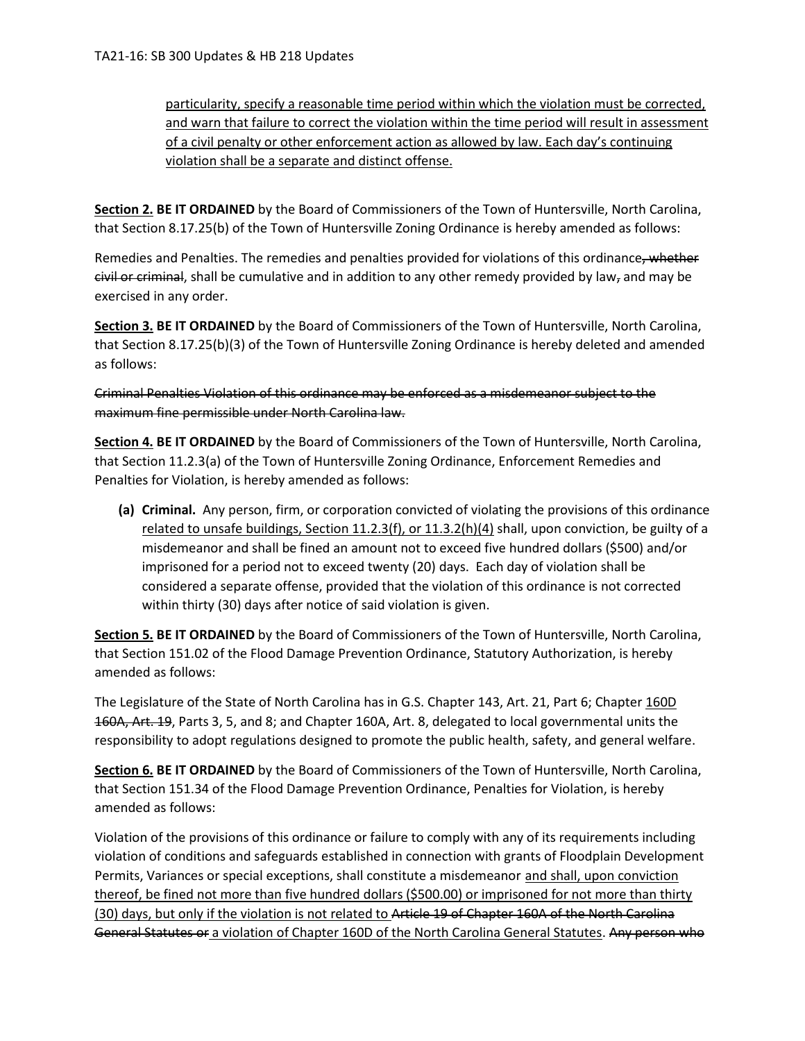particularity, specify a reasonable time period within which the violation must be corrected, and warn that failure to correct the violation within the time period will result in assessment of a civil penalty or other enforcement action as allowed by law. Each day's continuing violation shall be a separate and distinct offense.

**Section 2. BE IT ORDAINED** by the Board of Commissioners of the Town of Huntersville, North Carolina, that Section 8.17.25(b) of the Town of Huntersville Zoning Ordinance is hereby amended as follows:

Remedies and Penalties. The remedies and penalties provided for violations of this ordinance~~, whether civil or criminal~~, shall be cumulative and in addition to any other remedy provided by law~~,~~ and may be exercised in any order.

**Section 3. BE IT ORDAINED** by the Board of Commissioners of the Town of Huntersville, North Carolina, that Section 8.17.25(b)(3) of the Town of Huntersville Zoning Ordinance is hereby deleted and amended as follows:

~~Criminal Penalties Violation of this ordinance may be enforced as a misdemeanor subject to the maximum fine permissible under North Carolina law.~~

**Section 4. BE IT ORDAINED** by the Board of Commissioners of the Town of Huntersville, North Carolina, that Section 11.2.3(a) of the Town of Huntersville Zoning Ordinance, Enforcement Remedies and Penalties for Violation, is hereby amended as follows:

**(a) Criminal.** Any person, firm, or corporation convicted of violating the provisions of this ordinance related to unsafe buildings, Section 11.2.3(f), or 11.3.2(h)(4) shall, upon conviction, be guilty of a misdemeanor and shall be fined an amount not to exceed five hundred dollars ($500) and/or imprisoned for a period not to exceed twenty (20) days. Each day of violation shall be considered a separate offense, provided that the violation of this ordinance is not corrected within thirty (30) days after notice of said violation is given.

**Section 5. BE IT ORDAINED** by the Board of Commissioners of the Town of Huntersville, North Carolina, that Section 151.02 of the Flood Damage Prevention Ordinance, Statutory Authorization, is hereby amended as follows:

The Legislature of the State of North Carolina has in G.S. Chapter 143, Art. 21, Part 6; Chapter 160D ~~160A, Art. 19~~, Parts 3, 5, and 8; and Chapter 160A, Art. 8, delegated to local governmental units the responsibility to adopt regulations designed to promote the public health, safety, and general welfare.

**Section 6. BE IT ORDAINED** by the Board of Commissioners of the Town of Huntersville, North Carolina, that Section 151.34 of the Flood Damage Prevention Ordinance, Penalties for Violation, is hereby amended as follows:

Violation of the provisions of this ordinance or failure to comply with any of its requirements including violation of conditions and safeguards established in connection with grants of Floodplain Development Permits, Variances or special exceptions, shall constitute a misdemeanor and shall, upon conviction thereof, be fined not more than five hundred dollars ($500.00) or imprisoned for not more than thirty (30) days, but only if the violation is not related to ~~Article 19 of Chapter 160A of the North Carolina General Statutes or~~ a violation of Chapter 160D of the North Carolina General Statutes. ~~Any person who~~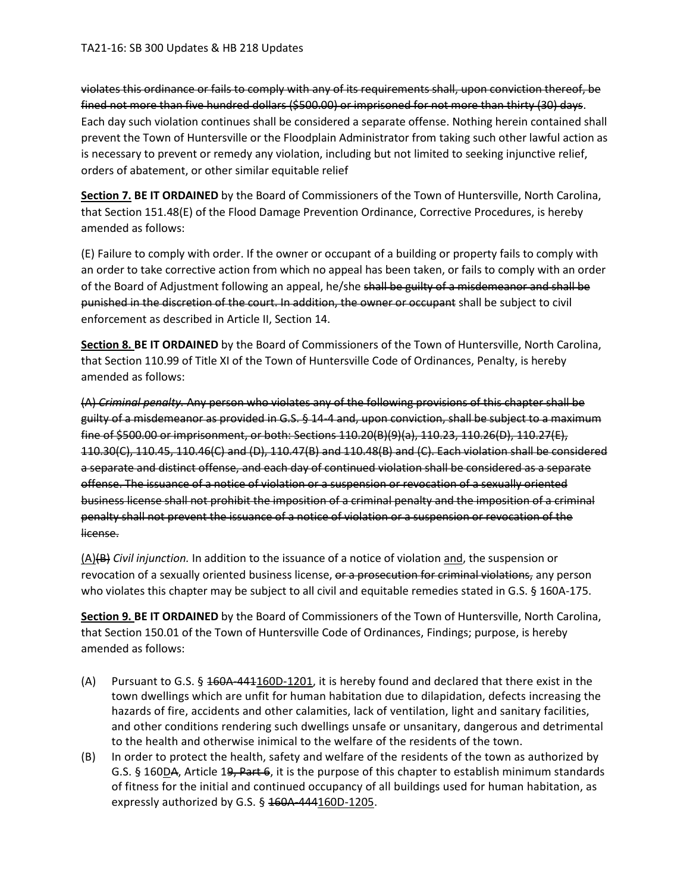~~violates this ordinance or fails to comply with any of its requirements shall, upon conviction thereof, be fined not more than five hundred dollars ($500.00) or imprisoned for not more than thirty (30) days~~. Each day such violation continues shall be considered a separate offense. Nothing herein contained shall prevent the Town of Huntersville or the Floodplain Administrator from taking such other lawful action as is necessary to prevent or remedy any violation, including but not limited to seeking injunctive relief, orders of abatement, or other similar equitable relief

**<u>Section 7.</u> BE IT ORDAINED** by the Board of Commissioners of the Town of Huntersville, North Carolina, that Section 151.48(E) of the Flood Damage Prevention Ordinance, Corrective Procedures, is hereby amended as follows:

(E) Failure to comply with order. If the owner or occupant of a building or property fails to comply with an order to take corrective action from which no appeal has been taken, or fails to comply with an order of the Board of Adjustment following an appeal, he/she ~~shall be guilty of a misdemeanor and shall be punished in the discretion of the court. In addition, the owner or occupant~~ shall be subject to civil enforcement as described in Article II, Section 14.

**<u>Section 8.</u> BE IT ORDAINED** by the Board of Commissioners of the Town of Huntersville, North Carolina, that Section 110.99 of Title XI of the Town of Huntersville Code of Ordinances, Penalty, is hereby amended as follows:

~~(A) *Criminal penalty.* Any person who violates any of the following provisions of this chapter shall be guilty of a misdemeanor as provided in G.S. § 14-4 and, upon conviction, shall be subject to a maximum fine of $500.00 or imprisonment, or both: Sections 110.20(B)(9)(a), 110.23, 110.26(D), 110.27(E), 110.30(C), 110.45, 110.46(C) and (D), 110.47(B) and 110.48(B) and (C). Each violation shall be considered a separate and distinct offense, and each day of continued violation shall be considered as a separate offense. The issuance of a notice of violation or a suspension or revocation of a sexually oriented business license shall not prohibit the imposition of a criminal penalty and the imposition of a criminal penalty shall not prevent the issuance of a notice of violation or a suspension or revocation of the license.~~

<u>(A)</u>~~(B)~~ *Civil injunction.* In addition to the issuance of a notice of violation <u>and</u>, the suspension or revocation of a sexually oriented business license, ~~or a prosecution for criminal violations,~~ any person who violates this chapter may be subject to all civil and equitable remedies stated in G.S. § 160A-175.

**<u>Section 9.</u> BE IT ORDAINED** by the Board of Commissioners of the Town of Huntersville, North Carolina, that Section 150.01 of the Town of Huntersville Code of Ordinances, Findings; purpose, is hereby amended as follows:

- (A) Pursuant to G.S. § ~~160A-441~~<u>160D-1201</u>, it is hereby found and declared that there exist in the town dwellings which are unfit for human habitation due to dilapidation, defects increasing the hazards of fire, accidents and other calamities, lack of ventilation, light and sanitary facilities, and other conditions rendering such dwellings unsafe or unsanitary, dangerous and detrimental to the health and otherwise inimical to the welfare of the residents of the town.
- (B) In order to protect the health, safety and welfare of the residents of the town as authorized by G.S. § 160<u>D</u>~~A~~, Article 1~~9, Part 6~~, it is the purpose of this chapter to establish minimum standards of fitness for the initial and continued occupancy of all buildings used for human habitation, as expressly authorized by G.S. § ~~160A-444~~<u>160D-1205</u>.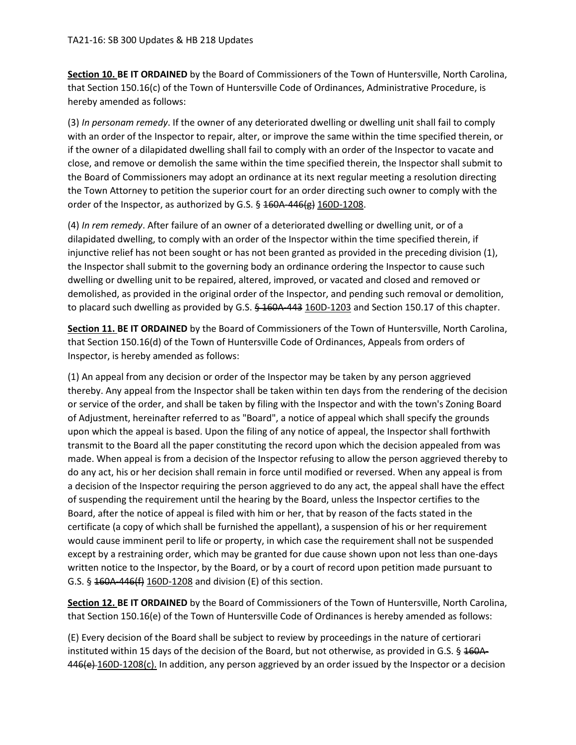**Section 10. BE IT ORDAINED** by the Board of Commissioners of the Town of Huntersville, North Carolina, that Section 150.16(c) of the Town of Huntersville Code of Ordinances, Administrative Procedure, is hereby amended as follows:

(3) *In personam remedy*. If the owner of any deteriorated dwelling or dwelling unit shall fail to comply with an order of the Inspector to repair, alter, or improve the same within the time specified therein, or if the owner of a dilapidated dwelling shall fail to comply with an order of the Inspector to vacate and close, and remove or demolish the same within the time specified therein, the Inspector shall submit to the Board of Commissioners may adopt an ordinance at its next regular meeting a resolution directing the Town Attorney to petition the superior court for an order directing such owner to comply with the order of the Inspector, as authorized by G.S. § ~~160A-446(g)~~ 160D-1208.

(4) *In rem remedy*. After failure of an owner of a deteriorated dwelling or dwelling unit, or of a dilapidated dwelling, to comply with an order of the Inspector within the time specified therein, if injunctive relief has not been sought or has not been granted as provided in the preceding division (1), the Inspector shall submit to the governing body an ordinance ordering the Inspector to cause such dwelling or dwelling unit to be repaired, altered, improved, or vacated and closed and removed or demolished, as provided in the original order of the Inspector, and pending such removal or demolition, to placard such dwelling as provided by G.S. ~~§ 160A-443~~ 160D-1203 and Section 150.17 of this chapter.

**Section 11. BE IT ORDAINED** by the Board of Commissioners of the Town of Huntersville, North Carolina, that Section 150.16(d) of the Town of Huntersville Code of Ordinances, Appeals from orders of Inspector, is hereby amended as follows:

(1) An appeal from any decision or order of the Inspector may be taken by any person aggrieved thereby. Any appeal from the Inspector shall be taken within ten days from the rendering of the decision or service of the order, and shall be taken by filing with the Inspector and with the town's Zoning Board of Adjustment, hereinafter referred to as "Board", a notice of appeal which shall specify the grounds upon which the appeal is based. Upon the filing of any notice of appeal, the Inspector shall forthwith transmit to the Board all the paper constituting the record upon which the decision appealed from was made. When appeal is from a decision of the Inspector refusing to allow the person aggrieved thereby to do any act, his or her decision shall remain in force until modified or reversed. When any appeal is from a decision of the Inspector requiring the person aggrieved to do any act, the appeal shall have the effect of suspending the requirement until the hearing by the Board, unless the Inspector certifies to the Board, after the notice of appeal is filed with him or her, that by reason of the facts stated in the certificate (a copy of which shall be furnished the appellant), a suspension of his or her requirement would cause imminent peril to life or property, in which case the requirement shall not be suspended except by a restraining order, which may be granted for due cause shown upon not less than one-days written notice to the Inspector, by the Board, or by a court of record upon petition made pursuant to G.S. § ~~160A-446(f)~~ 160D-1208 and division (E) of this section.

**Section 12. BE IT ORDAINED** by the Board of Commissioners of the Town of Huntersville, North Carolina, that Section 150.16(e) of the Town of Huntersville Code of Ordinances is hereby amended as follows:

(E) Every decision of the Board shall be subject to review by proceedings in the nature of certiorari instituted within 15 days of the decision of the Board, but not otherwise, as provided in G.S. § ~~160A-446(e)~~ 160D-1208(c). In addition, any person aggrieved by an order issued by the Inspector or a decision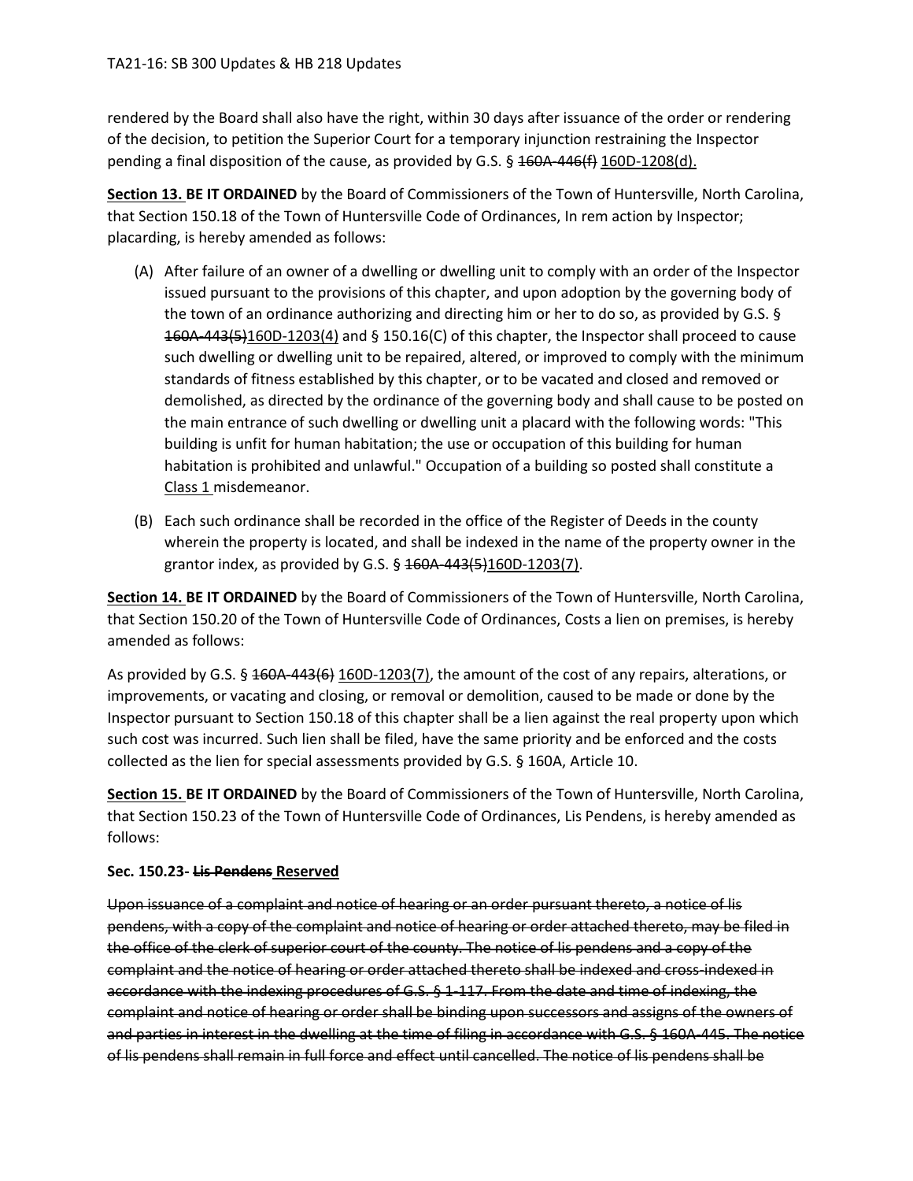rendered by the Board shall also have the right, within 30 days after issuance of the order or rendering of the decision, to petition the Superior Court for a temporary injunction restraining the Inspector pending a final disposition of the cause, as provided by G.S. § ~~160A-446(f)~~ <u>160D-1208(d).</u>

**<u>Section 13.</u> BE IT ORDAINED** by the Board of Commissioners of the Town of Huntersville, North Carolina, that Section 150.18 of the Town of Huntersville Code of Ordinances, In rem action by Inspector; placarding, is hereby amended as follows:

(A) After failure of an owner of a dwelling or dwelling unit to comply with an order of the Inspector issued pursuant to the provisions of this chapter, and upon adoption by the governing body of the town of an ordinance authorizing and directing him or her to do so, as provided by G.S. § ~~160A-443(5)~~<u>160D-1203(4)</u> and § 150.16(C) of this chapter, the Inspector shall proceed to cause such dwelling or dwelling unit to be repaired, altered, or improved to comply with the minimum standards of fitness established by this chapter, or to be vacated and closed and removed or demolished, as directed by the ordinance of the governing body and shall cause to be posted on the main entrance of such dwelling or dwelling unit a placard with the following words: "This building is unfit for human habitation; the use or occupation of this building for human habitation is prohibited and unlawful." Occupation of a building so posted shall constitute a <u>Class 1</u> misdemeanor.

(B) Each such ordinance shall be recorded in the office of the Register of Deeds in the county wherein the property is located, and shall be indexed in the name of the property owner in the grantor index, as provided by G.S. § ~~160A-443(5)~~<u>160D-1203(7)</u>.

**<u>Section 14.</u> BE IT ORDAINED** by the Board of Commissioners of the Town of Huntersville, North Carolina, that Section 150.20 of the Town of Huntersville Code of Ordinances, Costs a lien on premises, is hereby amended as follows:

As provided by G.S. § ~~160A-443(6)~~ <u>160D-1203(7)</u>, the amount of the cost of any repairs, alterations, or improvements, or vacating and closing, or removal or demolition, caused to be made or done by the Inspector pursuant to Section 150.18 of this chapter shall be a lien against the real property upon which such cost was incurred. Such lien shall be filed, have the same priority and be enforced and the costs collected as the lien for special assessments provided by G.S. § 160A, Article 10.

**<u>Section 15.</u> BE IT ORDAINED** by the Board of Commissioners of the Town of Huntersville, North Carolina, that Section 150.23 of the Town of Huntersville Code of Ordinances, Lis Pendens, is hereby amended as follows:

**Sec. 150.23- ~~Lis Pendens~~ <u>Reserved</u>**

~~Upon issuance of a complaint and notice of hearing or an order pursuant thereto, a notice of lis pendens, with a copy of the complaint and notice of hearing or order attached thereto, may be filed in the office of the clerk of superior court of the county. The notice of lis pendens and a copy of the complaint and the notice of hearing or order attached thereto shall be indexed and cross-indexed in accordance with the indexing procedures of G.S. § 1-117. From the date and time of indexing, the complaint and notice of hearing or order shall be binding upon successors and assigns of the owners of and parties in interest in the dwelling at the time of filing in accordance with G.S. § 160A-445. The notice of lis pendens shall remain in full force and effect until cancelled. The notice of lis pendens shall be~~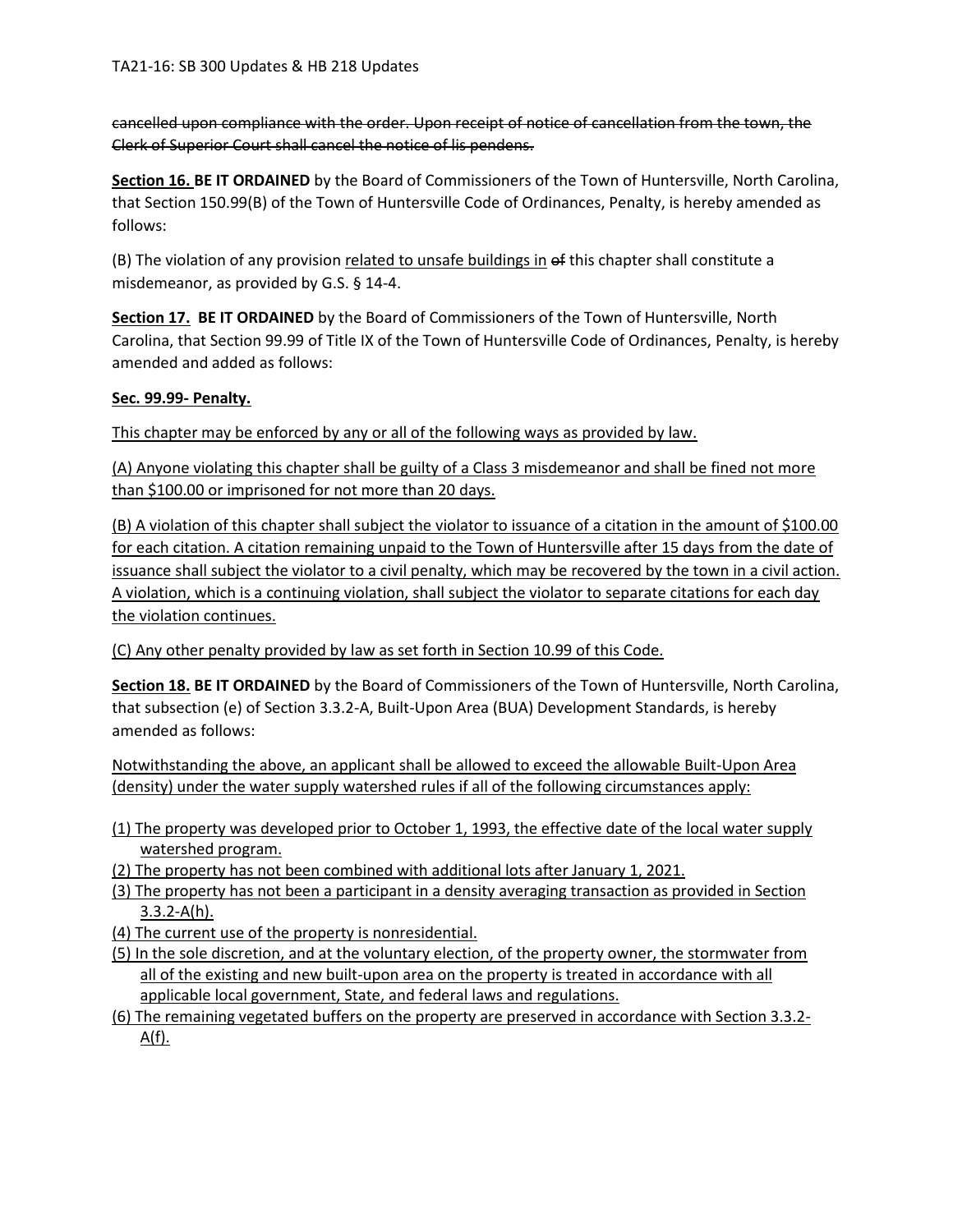~~cancelled upon compliance with the order. Upon receipt of notice of cancellation from the town, the Clerk of Superior Court shall cancel the notice of lis pendens.~~

**<u>Section 16.</u> BE IT ORDAINED** by the Board of Commissioners of the Town of Huntersville, North Carolina, that Section 150.99(B) of the Town of Huntersville Code of Ordinances, Penalty, is hereby amended as follows:

(B) The violation of any provision <u>related to unsafe buildings in</u> ~~of~~ this chapter shall constitute a misdemeanor, as provided by G.S. § 14-4.

**<u>Section 17.</u> BE IT ORDAINED** by the Board of Commissioners of the Town of Huntersville, North Carolina, that Section 99.99 of Title IX of the Town of Huntersville Code of Ordinances, Penalty, is hereby amended and added as follows:

**<u>Sec. 99.99- Penalty.</u>**

<u>This chapter may be enforced by any or all of the following ways as provided by law.</u>

<u>(A) Anyone violating this chapter shall be guilty of a Class 3 misdemeanor and shall be fined not more than $100.00 or imprisoned for not more than 20 days.</u>

<u>(B) A violation of this chapter shall subject the violator to issuance of a citation in the amount of $100.00 for each citation. A citation remaining unpaid to the Town of Huntersville after 15 days from the date of issuance shall subject the violator to a civil penalty, which may be recovered by the town in a civil action. A violation, which is a continuing violation, shall subject the violator to separate citations for each day the violation continues.</u>

<u>(C) Any other penalty provided by law as set forth in Section 10.99 of this Code.</u>

**<u>Section 18.</u> BE IT ORDAINED** by the Board of Commissioners of the Town of Huntersville, North Carolina, that subsection (e) of Section 3.3.2-A, Built-Upon Area (BUA) Development Standards, is hereby amended as follows:

<u>Notwithstanding the above, an applicant shall be allowed to exceed the allowable Built-Upon Area (density) under the water supply watershed rules if all of the following circumstances apply:</u>

<u>(1) The property was developed prior to October 1, 1993, the effective date of the local water supply watershed program.</u>
<u>(2) The property has not been combined with additional lots after January 1, 2021.</u>
<u>(3) The property has not been a participant in a density averaging transaction as provided in Section 3.3.2-A(h).</u>
<u>(4) The current use of the property is nonresidential.</u>
<u>(5) In the sole discretion, and at the voluntary election, of the property owner, the stormwater from all of the existing and new built-upon area on the property is treated in accordance with all applicable local government, State, and federal laws and regulations.</u>
<u>(6) The remaining vegetated buffers on the property are preserved in accordance with Section 3.3.2-A(f).</u>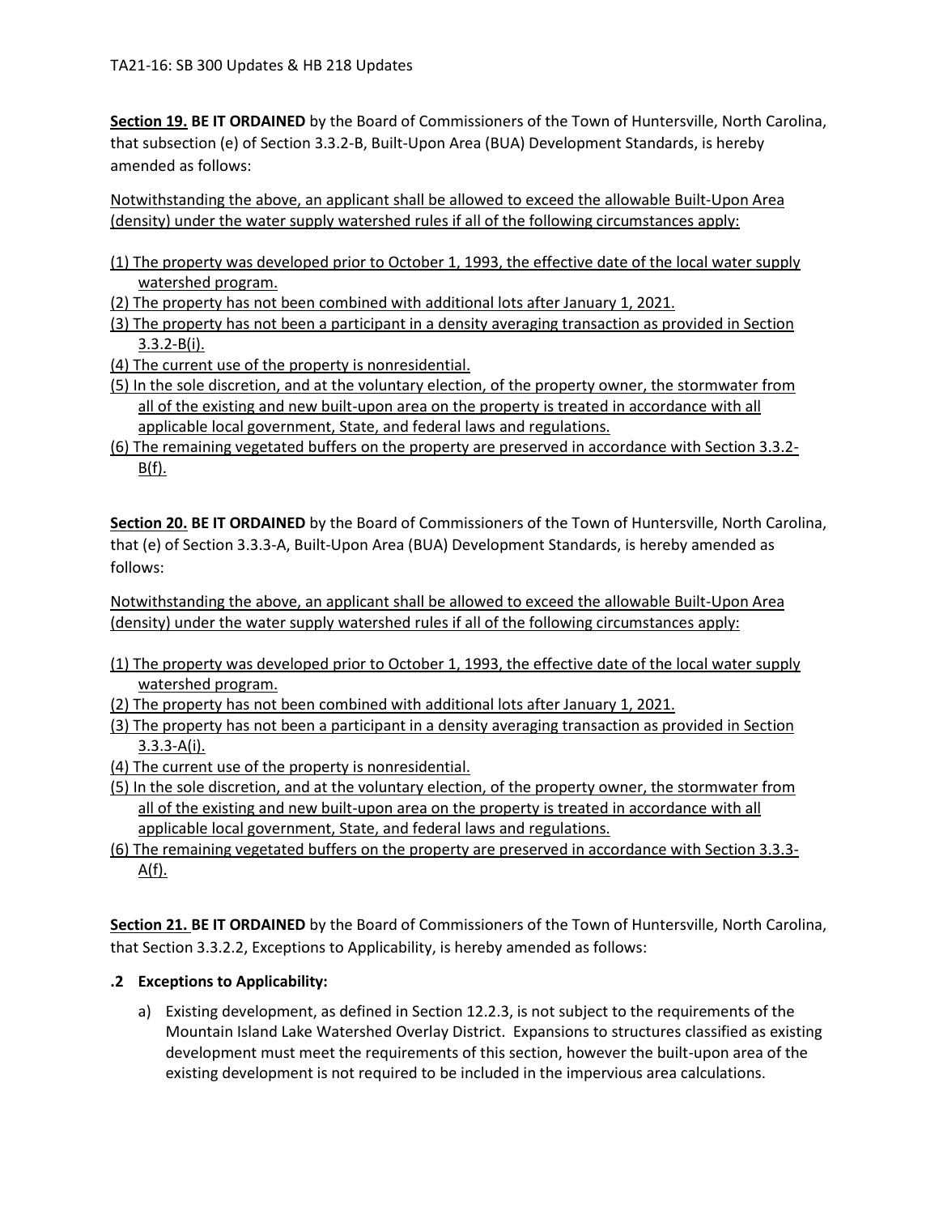**Section 19. BE IT ORDAINED** by the Board of Commissioners of the Town of Huntersville, North Carolina, that subsection (e) of Section 3.3.2-B, Built-Upon Area (BUA) Development Standards, is hereby amended as follows:

Notwithstanding the above, an applicant shall be allowed to exceed the allowable Built-Upon Area (density) under the water supply watershed rules if all of the following circumstances apply:

(1) The property was developed prior to October 1, 1993, the effective date of the local water supply watershed program.
(2) The property has not been combined with additional lots after January 1, 2021.
(3) The property has not been a participant in a density averaging transaction as provided in Section 3.3.2-B(i).
(4) The current use of the property is nonresidential.
(5) In the sole discretion, and at the voluntary election, of the property owner, the stormwater from all of the existing and new built-upon area on the property is treated in accordance with all applicable local government, State, and federal laws and regulations.
(6) The remaining vegetated buffers on the property are preserved in accordance with Section 3.3.2-B(f).

**Section 20. BE IT ORDAINED** by the Board of Commissioners of the Town of Huntersville, North Carolina, that (e) of Section 3.3.3-A, Built-Upon Area (BUA) Development Standards, is hereby amended as follows:

Notwithstanding the above, an applicant shall be allowed to exceed the allowable Built-Upon Area (density) under the water supply watershed rules if all of the following circumstances apply:

(1) The property was developed prior to October 1, 1993, the effective date of the local water supply watershed program.
(2) The property has not been combined with additional lots after January 1, 2021.
(3) The property has not been a participant in a density averaging transaction as provided in Section 3.3.3-A(i).
(4) The current use of the property is nonresidential.
(5) In the sole discretion, and at the voluntary election, of the property owner, the stormwater from all of the existing and new built-upon area on the property is treated in accordance with all applicable local government, State, and federal laws and regulations.
(6) The remaining vegetated buffers on the property are preserved in accordance with Section 3.3.3-A(f).

**Section 21. BE IT ORDAINED** by the Board of Commissioners of the Town of Huntersville, North Carolina, that Section 3.3.2.2, Exceptions to Applicability, is hereby amended as follows:

**.2 Exceptions to Applicability:**

a) Existing development, as defined in Section 12.2.3, is not subject to the requirements of the Mountain Island Lake Watershed Overlay District. Expansions to structures classified as existing development must meet the requirements of this section, however the built-upon area of the existing development is not required to be included in the impervious area calculations.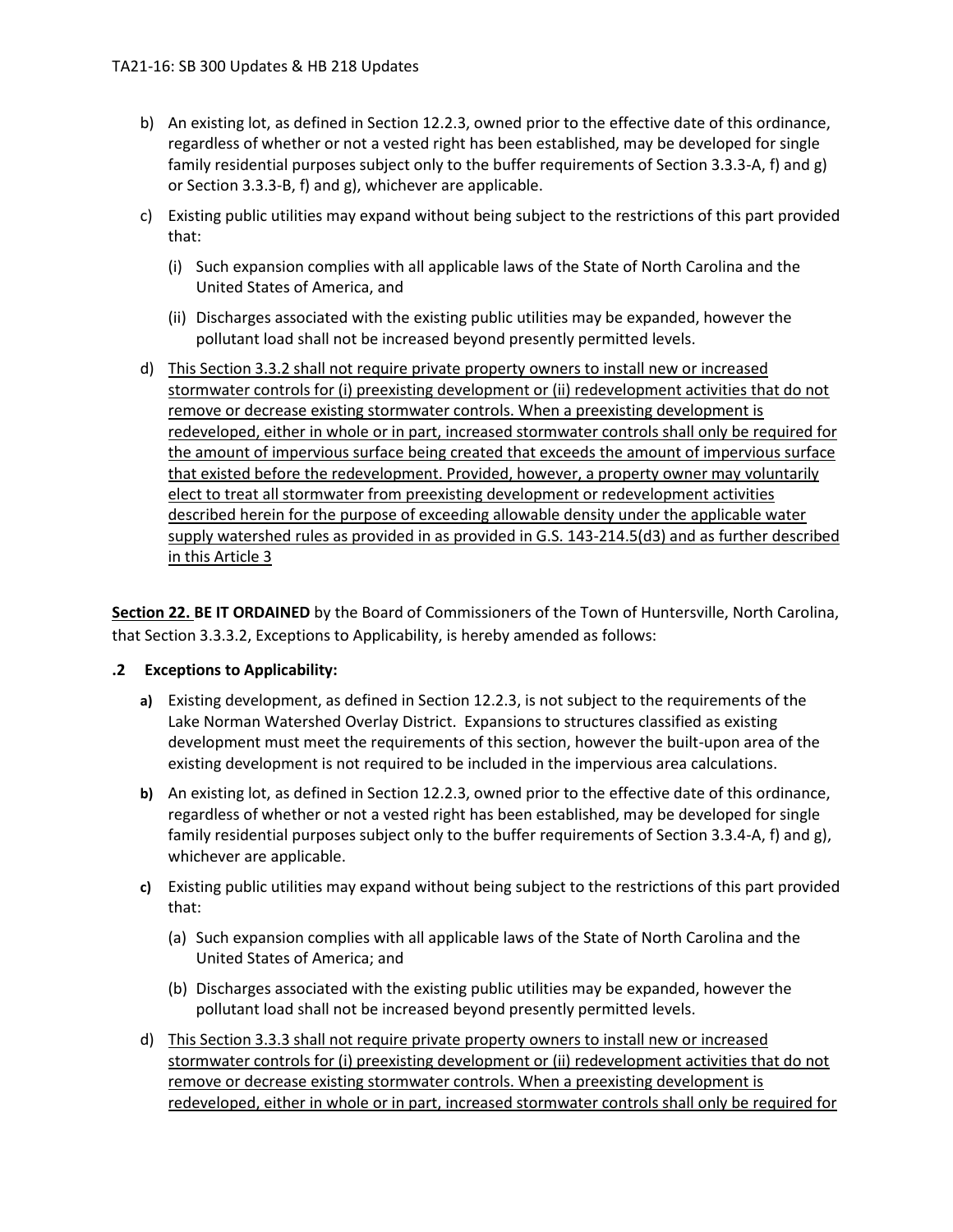b) An existing lot, as defined in Section 12.2.3, owned prior to the effective date of this ordinance, regardless of whether or not a vested right has been established, may be developed for single family residential purposes subject only to the buffer requirements of Section 3.3.3-A, f) and g) or Section 3.3.3-B, f) and g), whichever are applicable.

c) Existing public utilities may expand without being subject to the restrictions of this part provided that:

   (i) Such expansion complies with all applicable laws of the State of North Carolina and the United States of America, and

   (ii) Discharges associated with the existing public utilities may be expanded, however the pollutant load shall not be increased beyond presently permitted levels.

d) <u>This Section 3.3.2 shall not require private property owners to install new or increased stormwater controls for (i) preexisting development or (ii) redevelopment activities that do not remove or decrease existing stormwater controls. When a preexisting development is redeveloped, either in whole or in part, increased stormwater controls shall only be required for the amount of impervious surface being created that exceeds the amount of impervious surface that existed before the redevelopment. Provided, however, a property owner may voluntarily elect to treat all stormwater from preexisting development or redevelopment activities described herein for the purpose of exceeding allowable density under the applicable water supply watershed rules as provided in as provided in G.S. 143-214.5(d3) and as further described in this Article 3</u>

**<u>Section 22.</u> BE IT ORDAINED** by the Board of Commissioners of the Town of Huntersville, North Carolina, that Section 3.3.3.2, Exceptions to Applicability, is hereby amended as follows:

**.2 Exceptions to Applicability:**

**a)** Existing development, as defined in Section 12.2.3, is not subject to the requirements of the Lake Norman Watershed Overlay District. Expansions to structures classified as existing development must meet the requirements of this section, however the built-upon area of the existing development is not required to be included in the impervious area calculations.

**b)** An existing lot, as defined in Section 12.2.3, owned prior to the effective date of this ordinance, regardless of whether or not a vested right has been established, may be developed for single family residential purposes subject only to the buffer requirements of Section 3.3.4-A, f) and g), whichever are applicable.

**c)** Existing public utilities may expand without being subject to the restrictions of this part provided that:

   (a) Such expansion complies with all applicable laws of the State of North Carolina and the United States of America; and

   (b) Discharges associated with the existing public utilities may be expanded, however the pollutant load shall not be increased beyond presently permitted levels.

d) <u>This Section 3.3.3 shall not require private property owners to install new or increased stormwater controls for (i) preexisting development or (ii) redevelopment activities that do not remove or decrease existing stormwater controls. When a preexisting development is redeveloped, either in whole or in part, increased stormwater controls shall only be required for</u>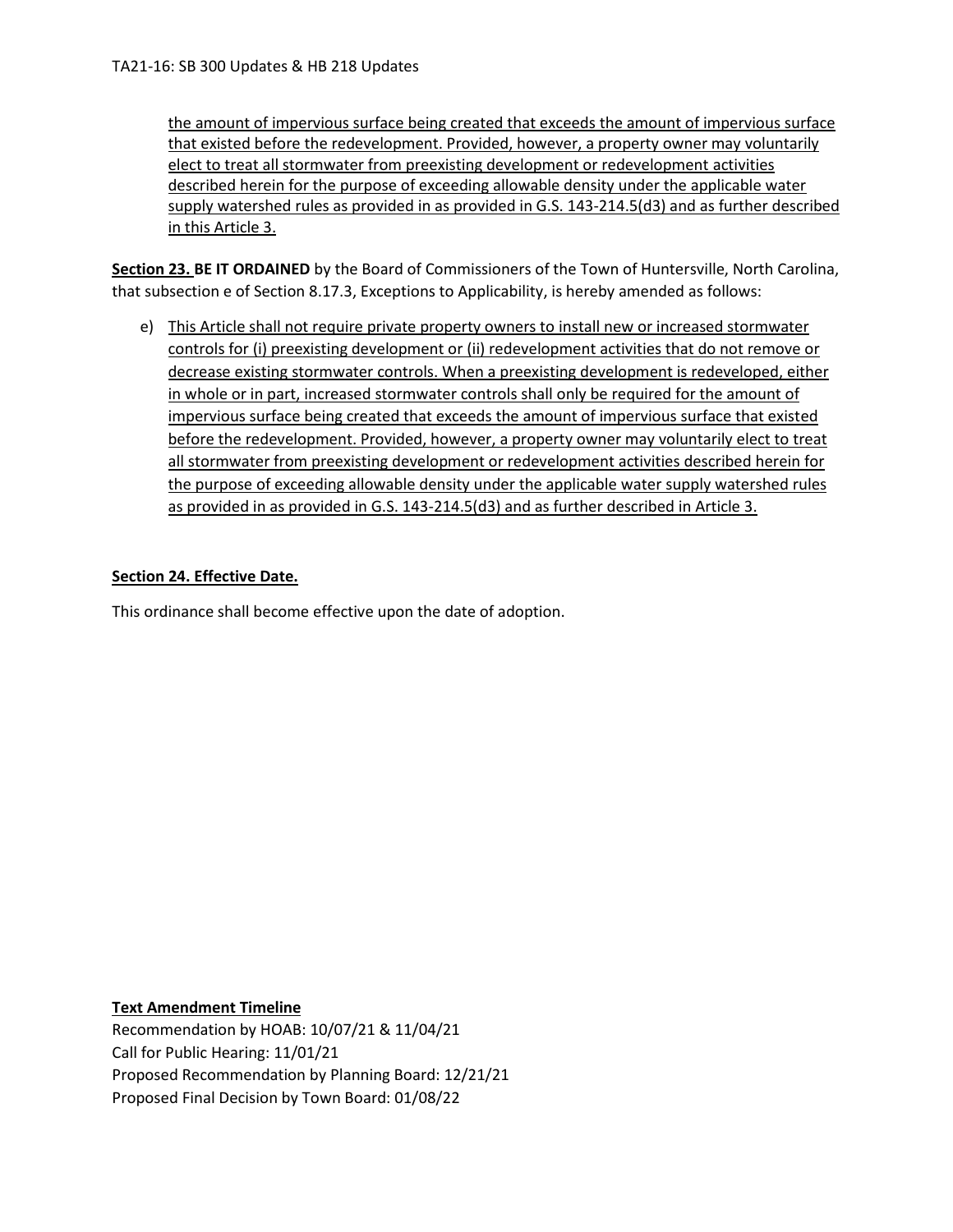the amount of impervious surface being created that exceeds the amount of impervious surface that existed before the redevelopment. Provided, however, a property owner may voluntarily elect to treat all stormwater from preexisting development or redevelopment activities described herein for the purpose of exceeding allowable density under the applicable water supply watershed rules as provided in as provided in G.S. 143-214.5(d3) and as further described in this Article 3.

**Section 23. BE IT ORDAINED** by the Board of Commissioners of the Town of Huntersville, North Carolina, that subsection e of Section 8.17.3, Exceptions to Applicability, is hereby amended as follows:

e) This Article shall not require private property owners to install new or increased stormwater controls for (i) preexisting development or (ii) redevelopment activities that do not remove or decrease existing stormwater controls. When a preexisting development is redeveloped, either in whole or in part, increased stormwater controls shall only be required for the amount of impervious surface being created that exceeds the amount of impervious surface that existed before the redevelopment. Provided, however, a property owner may voluntarily elect to treat all stormwater from preexisting development or redevelopment activities described herein for the purpose of exceeding allowable density under the applicable water supply watershed rules as provided in as provided in G.S. 143-214.5(d3) and as further described in Article 3.

**Section 24. Effective Date.**

This ordinance shall become effective upon the date of adoption.

**Text Amendment Timeline**

Recommendation by HOAB: 10/07/21 & 11/04/21
Call for Public Hearing: 11/01/21
Proposed Recommendation by Planning Board: 12/21/21
Proposed Final Decision by Town Board: 01/08/22